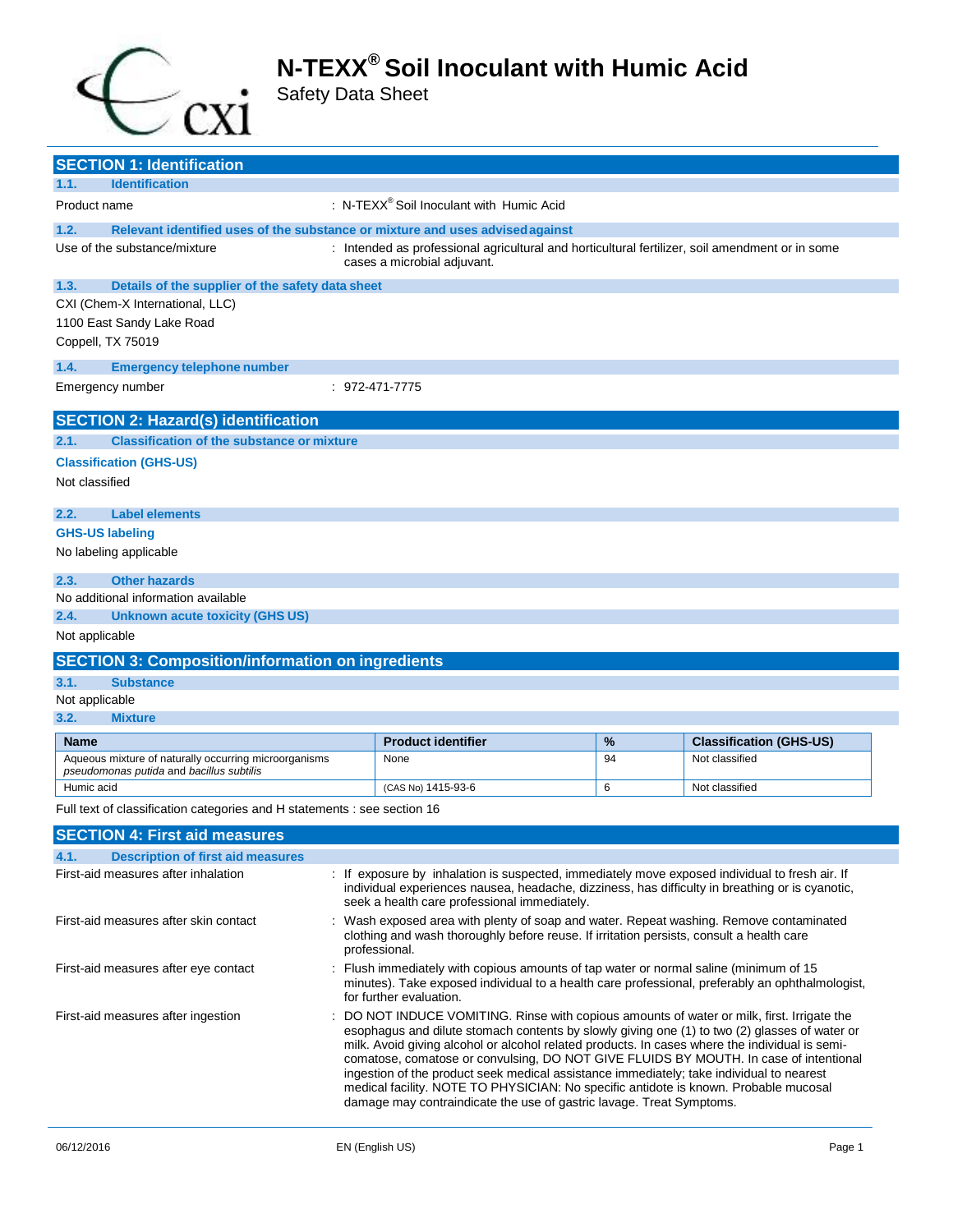# N-TEXX® Soil Inoculant with Humic Acid

Safety Data Sheet

## SECTION 1: Identification

### 1.1. Identification

Product name : N-TEXX® Soil Inoculant with Humic Acid

### 1.2. Relevant identified uses of the substance or mixture and uses advised against

Use of the substance/mixture : Intended as professional agricultural and horticultural fertilizer, soil amendment or in some cases a microbial adjuvant.

### 1.3. Details of the supplier of the safety data sheet

CXI (Chem-X International, LLC)
1100 East Sandy Lake Road
Coppell, TX 75019

### 1.4. Emergency telephone number

Emergency number : 972-471-7775

## SECTION 2: Hazard(s) identification

### 2.1. Classification of the substance or mixture

**Classification (GHS-US)**

Not classified

### 2.2. Label elements

**GHS-US labeling**

No labeling applicable

### 2.3. Other hazards

No additional information available

### 2.4. Unknown acute toxicity (GHS US)

Not applicable

## SECTION 3: Composition/information on ingredients

### 3.1. Substance

Not applicable

### 3.2. Mixture

| Name | Product identifier | % | Classification (GHS-US) |
|---|---|---|---|
| Aqueous mixture of naturally occurring microorganisms *pseudomonas putida* and *bacillus subtilis* | None | 94 | Not classified |
| Humic acid | (CAS No) 1415-93-6 | 6 | Not classified |

Full text of classification categories and H statements : see section 16

## SECTION 4: First aid measures

### 4.1. Description of first aid measures

First-aid measures after inhalation : If exposure by inhalation is suspected, immediately move exposed individual to fresh air. If individual experiences nausea, headache, dizziness, has difficulty in breathing or is cyanotic, seek a health care professional immediately.

First-aid measures after skin contact : Wash exposed area with plenty of soap and water. Repeat washing. Remove contaminated clothing and wash thoroughly before reuse. If irritation persists, consult a health care professional.

First-aid measures after eye contact : Flush immediately with copious amounts of tap water or normal saline (minimum of 15 minutes). Take exposed individual to a health care professional, preferably an ophthalmologist, for further evaluation.

First-aid measures after ingestion : DO NOT INDUCE VOMITING. Rinse with copious amounts of water or milk, first. Irrigate the esophagus and dilute stomach contents by slowly giving one (1) to two (2) glasses of water or milk. Avoid giving alcohol or alcohol related products. In cases where the individual is semi-comatose, comatose or convulsing, DO NOT GIVE FLUIDS BY MOUTH. In case of intentional ingestion of the product seek medical assistance immediately; take individual to nearest medical facility. NOTE TO PHYSICIAN: No specific antidote is known. Probable mucosal damage may contraindicate the use of gastric lavage. Treat Symptoms.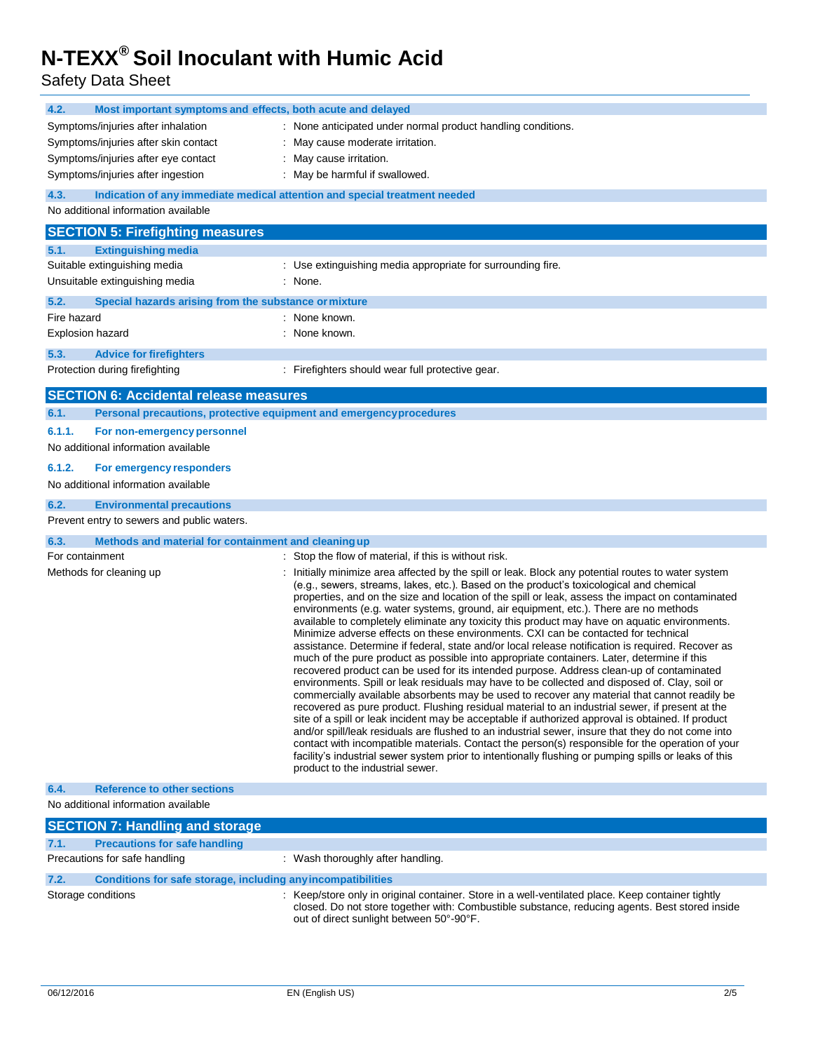### 4.2. Most important symptoms and effects, both acute and delayed

| | |
|---|---|
| Symptoms/injuries after inhalation | : None anticipated under normal product handling conditions. |
| Symptoms/injuries after skin contact | : May cause moderate irritation. |
| Symptoms/injuries after eye contact | : May cause irritation. |
| Symptoms/injuries after ingestion | : May be harmful if swallowed. |

### 4.3. Indication of any immediate medical attention and special treatment needed

No additional information available

## SECTION 5: Firefighting measures

### 5.1. Extinguishing media

| | |
|---|---|
| Suitable extinguishing media | : Use extinguishing media appropriate for surrounding fire. |
| Unsuitable extinguishing media | : None. |

### 5.2. Special hazards arising from the substance or mixture

| | |
|---|---|
| Fire hazard | : None known. |
| Explosion hazard | : None known. |

### 5.3. Advice for firefighters

| | |
|---|---|
| Protection during firefighting | : Firefighters should wear full protective gear. |

## SECTION 6: Accidental release measures

### 6.1. Personal precautions, protective equipment and emergency procedures

#### 6.1.1. For non-emergency personnel

No additional information available

#### 6.1.2. For emergency responders

No additional information available

### 6.2. Environmental precautions

Prevent entry to sewers and public waters.

### 6.3. Methods and material for containment and cleaning up

| | |
|---|---|
| For containment | : Stop the flow of material, if this is without risk. |
| Methods for cleaning up | : Initially minimize area affected by the spill or leak. Block any potential routes to water system (e.g., sewers, streams, lakes, etc.). Based on the product's toxicological and chemical properties, and on the size and location of the spill or leak, assess the impact on contaminated environments (e.g. water systems, ground, air equipment, etc.). There are no methods available to completely eliminate any toxicity this product may have on aquatic environments. Minimize adverse effects on these environments. CXI can be contacted for technical assistance. Determine if federal, state and/or local release notification is required. Recover as much of the pure product as possible into appropriate containers. Later, determine if this recovered product can be used for its intended purpose. Address clean-up of contaminated environments. Spill or leak residuals may have to be collected and disposed of. Clay, soil or commercially available absorbents may be used to recover any material that cannot readily be recovered as pure product. Flushing residual material to an industrial sewer, if present at the site of a spill or leak incident may be acceptable if authorized approval is obtained. If product and/or spill/leak residuals are flushed to an industrial sewer, insure that they do not come into contact with incompatible materials. Contact the person(s) responsible for the operation of your facility's industrial sewer system prior to intentionally flushing or pumping spills or leaks of this product to the industrial sewer. |

### 6.4. Reference to other sections

No additional information available

## SECTION 7: Handling and storage

### 7.1. Precautions for safe handling

| | |
|---|---|
| Precautions for safe handling | : Wash thoroughly after handling. |

### 7.2. Conditions for safe storage, including any incompatibilities

| | |
|---|---|
| Storage conditions | : Keep/store only in original container. Store in a well-ventilated place. Keep container tightly closed. Do not store together with: Combustible substance, reducing agents. Best stored inside out of direct sunlight between 50°-90°F. |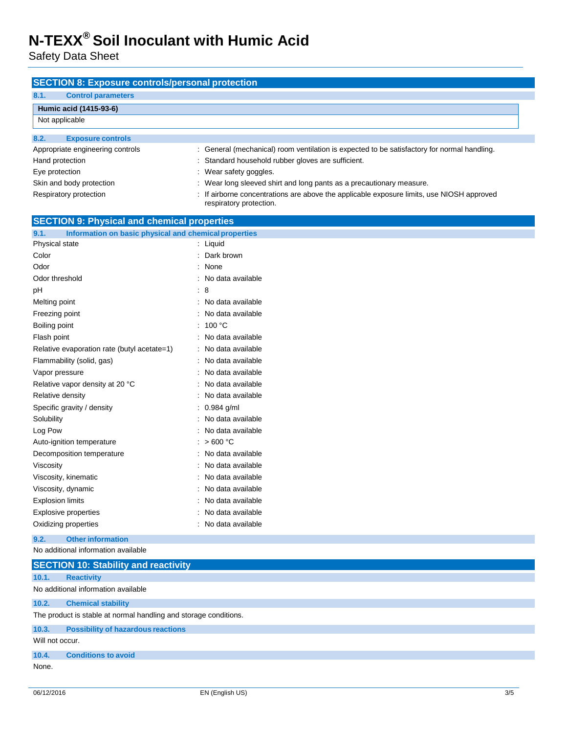## SECTION 8: Exposure controls/personal protection

### 8.1. Control parameters

| Humic acid (1415-93-6) |
|---|
| Not applicable |

### 8.2. Exposure controls

| | |
|---|---|
| Appropriate engineering controls | : General (mechanical) room ventilation is expected to be satisfactory for normal handling. |
| Hand protection | : Standard household rubber gloves are sufficient. |
| Eye protection | : Wear safety goggles. |
| Skin and body protection | : Wear long sleeved shirt and long pants as a precautionary measure. |
| Respiratory protection | : If airborne concentrations are above the applicable exposure limits, use NIOSH approved respiratory protection. |

## SECTION 9: Physical and chemical properties

### 9.1. Information on basic physical and chemical properties

| | |
|---|---|
| Physical state | : Liquid |
| Color | : Dark brown |
| Odor | : None |
| Odor threshold | : No data available |
| pH | : 8 |
| Melting point | : No data available |
| Freezing point | : No data available |
| Boiling point | : 100 °C |
| Flash point | : No data available |
| Relative evaporation rate (butyl acetate=1) | : No data available |
| Flammability (solid, gas) | : No data available |
| Vapor pressure | : No data available |
| Relative vapor density at 20 °C | : No data available |
| Relative density | : No data available |
| Specific gravity / density | : 0.984 g/ml |
| Solubility | : No data available |
| Log Pow | : No data available |
| Auto-ignition temperature | : > 600 °C |
| Decomposition temperature | : No data available |
| Viscosity | : No data available |
| Viscosity, kinematic | : No data available |
| Viscosity, dynamic | : No data available |
| Explosion limits | : No data available |
| Explosive properties | : No data available |
| Oxidizing properties | : No data available |

### 9.2. Other information

No additional information available

## SECTION 10: Stability and reactivity

### 10.1. Reactivity

No additional information available

### 10.2. Chemical stability

The product is stable at normal handling and storage conditions.

### 10.3. Possibility of hazardous reactions

Will not occur.

### 10.4. Conditions to avoid

None.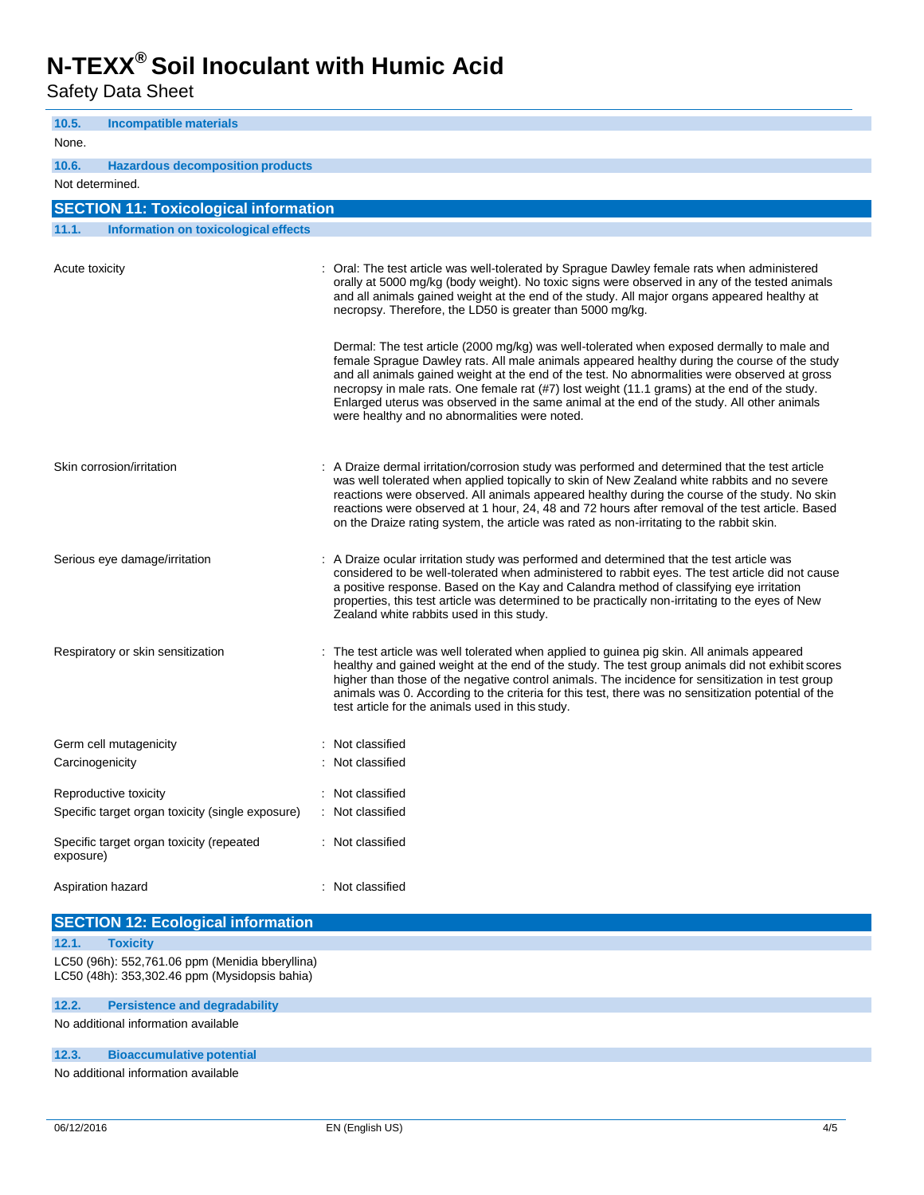### 10.5. Incompatible materials

None.

### 10.6. Hazardous decomposition products

Not determined.

## SECTION 11: Toxicological information

### 11.1. Information on toxicological effects

| | |
|---|---|
| Acute toxicity | : Oral: The test article was well-tolerated by Sprague Dawley female rats when administered orally at 5000 mg/kg (body weight). No toxic signs were observed in any of the tested animals and all animals gained weight at the end of the study. All major organs appeared healthy at necropsy. Therefore, the LD50 is greater than 5000 mg/kg.<br><br>Dermal: The test article (2000 mg/kg) was well-tolerated when exposed dermally to male and female Sprague Dawley rats. All male animals appeared healthy during the course of the study and all animals gained weight at the end of the test. No abnormalities were observed at gross necropsy in male rats. One female rat (#7) lost weight (11.1 grams) at the end of the study. Enlarged uterus was observed in the same animal at the end of the study. All other animals were healthy and no abnormalities were noted. |
| Skin corrosion/irritation | : A Draize dermal irritation/corrosion study was performed and determined that the test article was well tolerated when applied topically to skin of New Zealand white rabbits and no severe reactions were observed. All animals appeared healthy during the course of the study. No skin reactions were observed at 1 hour, 24, 48 and 72 hours after removal of the test article. Based on the Draize rating system, the article was rated as non-irritating to the rabbit skin. |
| Serious eye damage/irritation | : A Draize ocular irritation study was performed and determined that the test article was considered to be well-tolerated when administered to rabbit eyes. The test article did not cause a positive response. Based on the Kay and Calandra method of classifying eye irritation properties, this test article was determined to be practically non-irritating to the eyes of New Zealand white rabbits used in this study. |
| Respiratory or skin sensitization | : The test article was well tolerated when applied to guinea pig skin. All animals appeared healthy and gained weight at the end of the study. The test group animals did not exhibit scores higher than those of the negative control animals. The incidence for sensitization in test group animals was 0. According to the criteria for this test, there was no sensitization potential of the test article for the animals used in this study. |
| Germ cell mutagenicity | : Not classified |
| Carcinogenicity | : Not classified |
| Reproductive toxicity | : Not classified |
| Specific target organ toxicity (single exposure) | : Not classified |
| Specific target organ toxicity (repeated exposure) | : Not classified |
| Aspiration hazard | : Not classified |

## SECTION 12: Ecological information

### 12.1. Toxicity

LC50 (96h): 552,761.06 ppm (Menidia bberyllina)
LC50 (48h): 353,302.46 ppm (Mysidopsis bahia)

### 12.2. Persistence and degradability

No additional information available

### 12.3. Bioaccumulative potential

No additional information available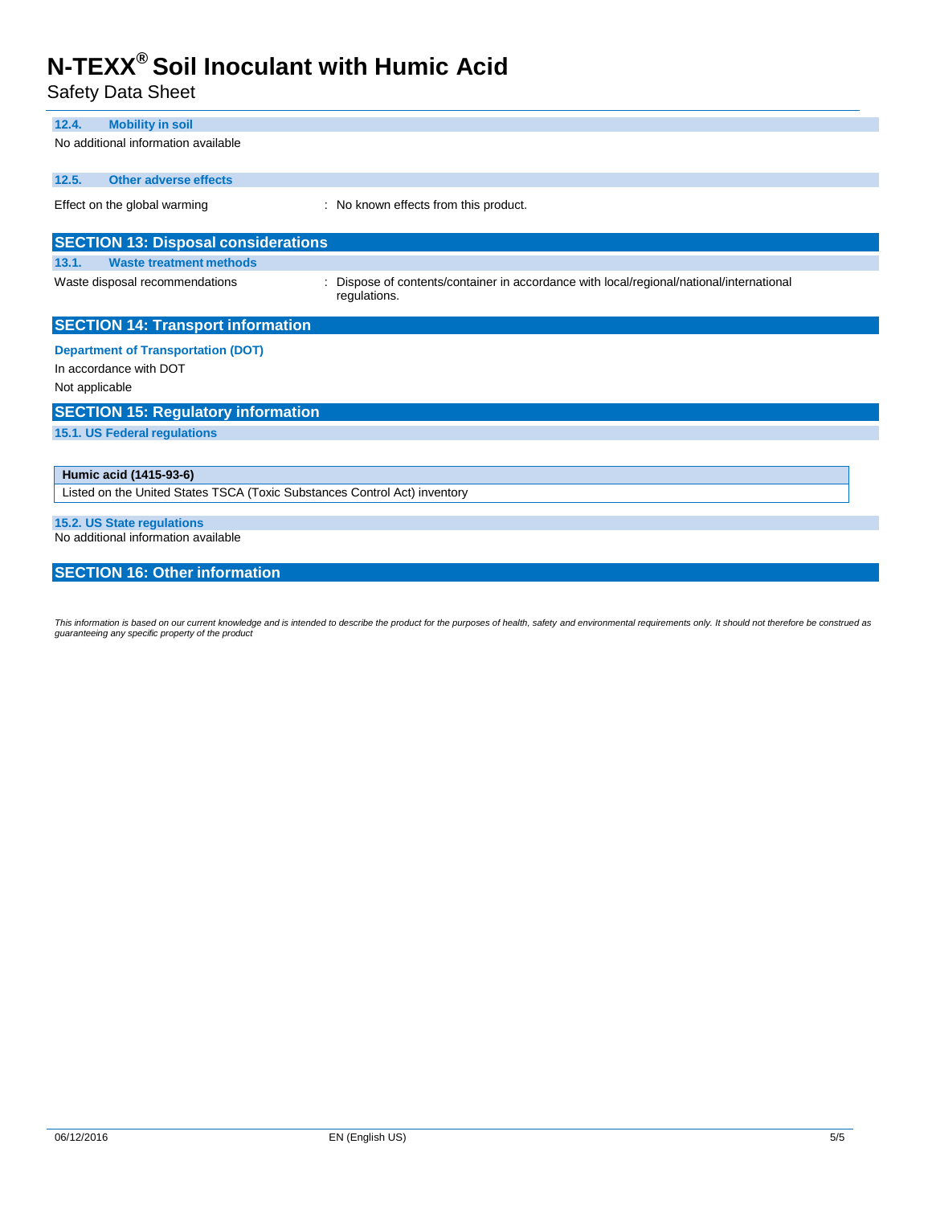### 12.4. Mobility in soil

No additional information available

### 12.5. Other adverse effects

Effect on the global warming : No known effects from this product.

## SECTION 13: Disposal considerations

### 13.1. Waste treatment methods

Waste disposal recommendations : Dispose of contents/container in accordance with local/regional/national/international regulations.

## SECTION 14: Transport information

**Department of Transportation (DOT)**

In accordance with DOT

Not applicable

## SECTION 15: Regulatory information

### 15.1. US Federal regulations

| **Humic acid (1415-93-6)** |
|---|
| Listed on the United States TSCA (Toxic Substances Control Act) inventory |

### 15.2. US State regulations

No additional information available

## SECTION 16: Other information

*This information is based on our current knowledge and is intended to describe the product for the purposes of health, safety and environmental requirements only. It should not therefore be construed as guaranteeing any specific property of the product*